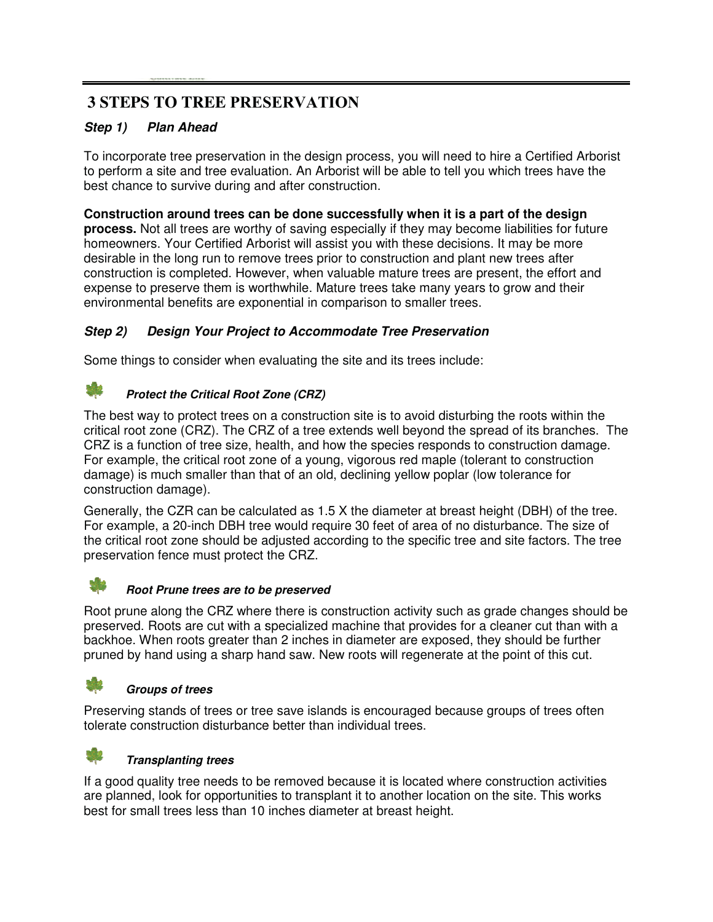# 3 STEPS TO TREE PRESERVATION

## *Step 1) Plan Ahead*

To incorporate tree preservation in the design process, you will need to hire a Certified Arborist to perform a site and tree evaluation. An Arborist will be able to tell you which trees have the best chance to survive during and after construction.

**Construction around trees can be done successfully when it is a part of the design process.** Not all trees are worthy of saving especially if they may become liabilities for future homeowners. Your Certified Arborist will assist you with these decisions. It may be more desirable in the long run to remove trees prior to construction and plant new trees after construction is completed. However, when valuable mature trees are present, the effort and expense to preserve them is worthwhile. Mature trees take many years to grow and their environmental benefits are exponential in comparison to smaller trees.

## *Step 2) Design Your Project to Accommodate Tree Preservation*

Some things to consider when evaluating the site and its trees include:

### *Protect the Critical Root Zone (CRZ)*

The best way to protect trees on a construction site is to avoid disturbing the roots within the critical root zone (CRZ). The CRZ of a tree extends well beyond the spread of its branches. The CRZ is a function of tree size, health, and how the species responds to construction damage. For example, the critical root zone of a young, vigorous red maple (tolerant to construction damage) is much smaller than that of an old, declining yellow poplar (low tolerance for construction damage).

Generally, the CZR can be calculated as 1.5 X the diameter at breast height (DBH) of the tree. For example, a 20-inch DBH tree would require 30 feet of area of no disturbance. The size of the critical root zone should be adjusted according to the specific tree and site factors. The tree preservation fence must protect the CRZ.

### *Root Prune trees are to be preserved*

Root prune along the CRZ where there is construction activity such as grade changes should be preserved. Roots are cut with a specialized machine that provides for a cleaner cut than with a backhoe. When roots greater than 2 inches in diameter are exposed, they should be further pruned by hand using a sharp hand saw. New roots will regenerate at the point of this cut.

### *Groups of trees*

Preserving stands of trees or tree save islands is encouraged because groups of trees often tolerate construction disturbance better than individual trees.

### *Transplanting trees*

If a good quality tree needs to be removed because it is located where construction activities are planned, look for opportunities to transplant it to another location on the site. This works best for small trees less than 10 inches diameter at breast height.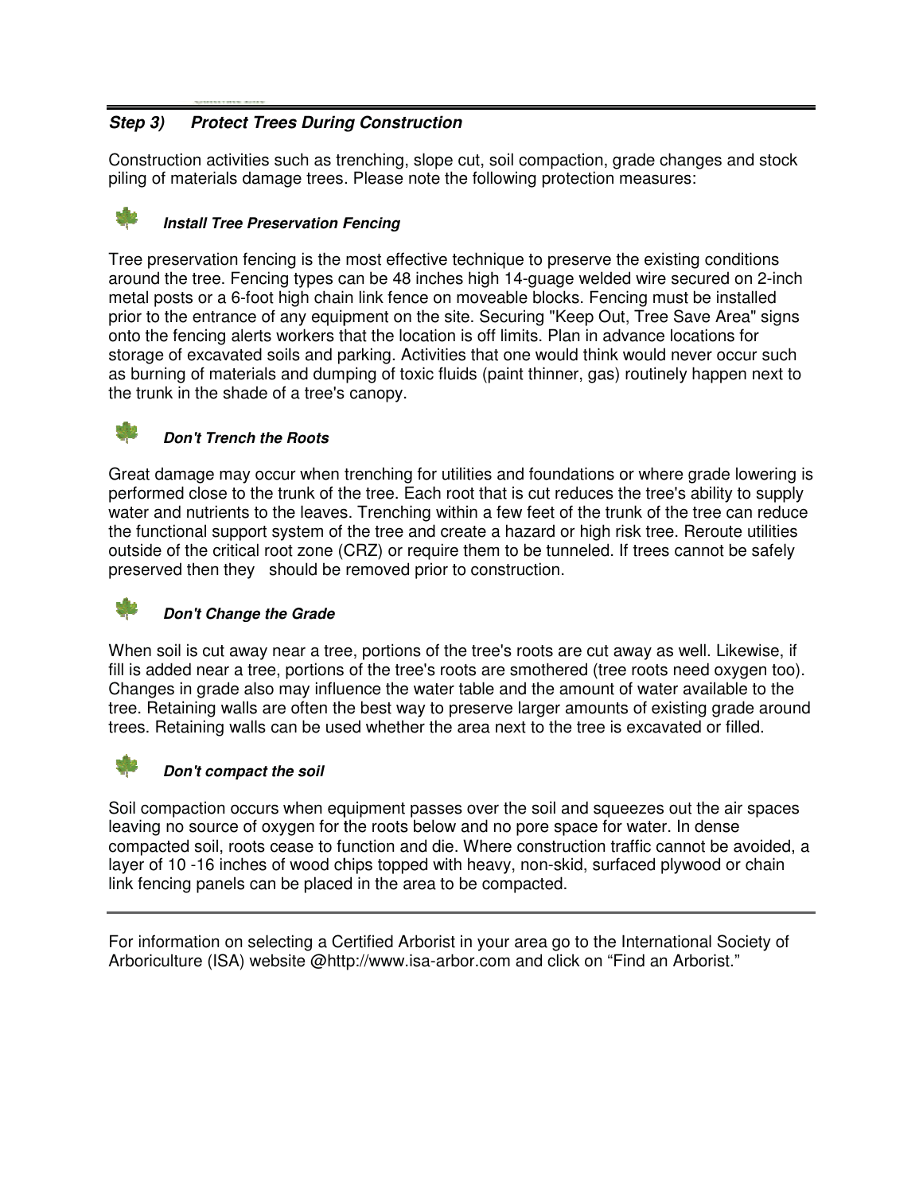## *Step 3) Protect Trees During Construction*

Construction activities such as trenching, slope cut, soil compaction, grade changes and stock piling of materials damage trees. Please note the following protection measures:

### ***Install Tree Preservation Fencing***

Tree preservation fencing is the most effective technique to preserve the existing conditions around the tree. Fencing types can be 48 inches high 14-guage welded wire secured on 2-inch metal posts or a 6-foot high chain link fence on moveable blocks. Fencing must be installed prior to the entrance of any equipment on the site. Securing "Keep Out, Tree Save Area" signs onto the fencing alerts workers that the location is off limits. Plan in advance locations for storage of excavated soils and parking. Activities that one would think would never occur such as burning of materials and dumping of toxic fluids (paint thinner, gas) routinely happen next to the trunk in the shade of a tree's canopy.

### ***Don't Trench the Roots***

Great damage may occur when trenching for utilities and foundations or where grade lowering is performed close to the trunk of the tree. Each root that is cut reduces the tree's ability to supply water and nutrients to the leaves. Trenching within a few feet of the trunk of the tree can reduce the functional support system of the tree and create a hazard or high risk tree. Reroute utilities outside of the critical root zone (CRZ) or require them to be tunneled. If trees cannot be safely preserved then they should be removed prior to construction.

### ***Don't Change the Grade***

When soil is cut away near a tree, portions of the tree's roots are cut away as well. Likewise, if fill is added near a tree, portions of the tree's roots are smothered (tree roots need oxygen too). Changes in grade also may influence the water table and the amount of water available to the tree. Retaining walls are often the best way to preserve larger amounts of existing grade around trees. Retaining walls can be used whether the area next to the tree is excavated or filled.

### ***Don't compact the soil***

Soil compaction occurs when equipment passes over the soil and squeezes out the air spaces leaving no source of oxygen for the roots below and no pore space for water. In dense compacted soil, roots cease to function and die. Where construction traffic cannot be avoided, a layer of 10 -16 inches of wood chips topped with heavy, non-skid, surfaced plywood or chain link fencing panels can be placed in the area to be compacted.

---

For information on selecting a Certified Arborist in your area go to the International Society of Arboriculture (ISA) website @http://www.isa-arbor.com and click on “Find an Arborist.”